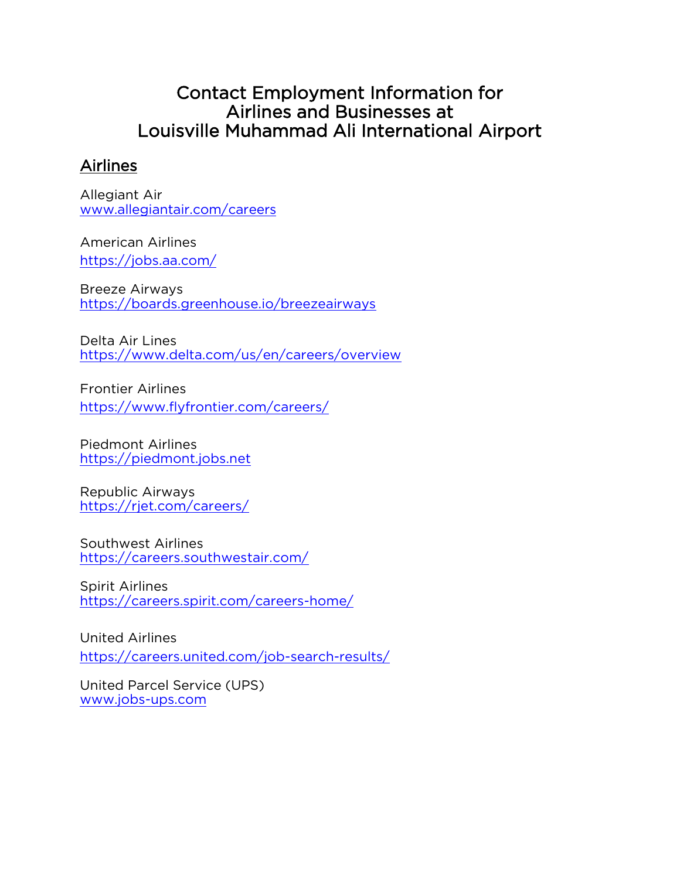# Contact Employment Information for Airlines and Businesses at Louisville Muhammad Ali International Airport

## Airlines

Allegiant Air
www.allegiantair.com/careers

American Airlines
https://jobs.aa.com/

Breeze Airways
https://boards.greenhouse.io/breezeairways

Delta Air Lines
https://www.delta.com/us/en/careers/overview

Frontier Airlines
https://www.flyfrontier.com/careers/

Piedmont Airlines
https://piedmont.jobs.net

Republic Airways
https://rjet.com/careers/

Southwest Airlines
https://careers.southwestair.com/

Spirit Airlines
https://careers.spirit.com/careers-home/

United Airlines
https://careers.united.com/job-search-results/

United Parcel Service (UPS)
www.jobs-ups.com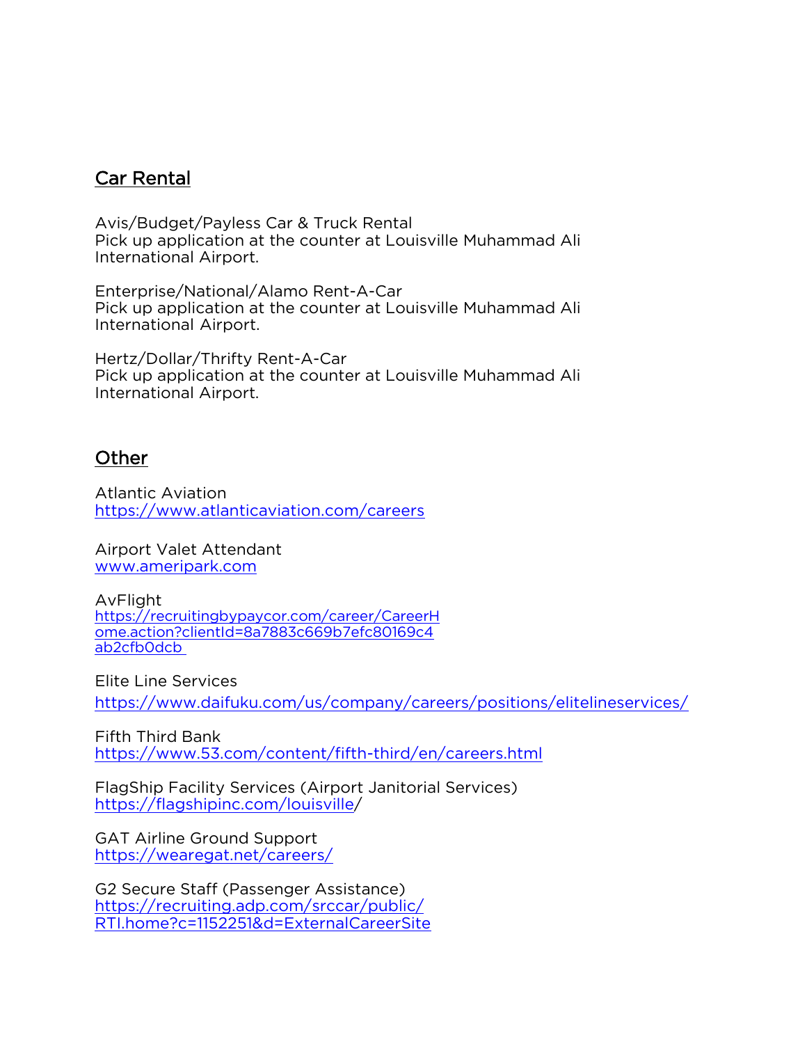## Car Rental

Avis/Budget/Payless Car & Truck Rental
Pick up application at the counter at Louisville Muhammad Ali International Airport.

Enterprise/National/Alamo Rent-A-Car
Pick up application at the counter at Louisville Muhammad Ali International Airport.

Hertz/Dollar/Thrifty Rent-A-Car
Pick up application at the counter at Louisville Muhammad Ali International Airport.

## Other

Atlantic Aviation
https://www.atlanticaviation.com/careers

Airport Valet Attendant
www.ameripark.com

AvFlight
https://recruitingbypaycor.com/career/CareerHome.action?clientId=8a7883c669b7efc80169c4ab2cfb0dcb

Elite Line Services
https://www.daifuku.com/us/company/careers/positions/elitelineservices/

Fifth Third Bank
https://www.53.com/content/fifth-third/en/careers.html

FlagShip Facility Services (Airport Janitorial Services)
https://flagshipinc.com/louisville/

GAT Airline Ground Support
https://wearegat.net/careers/

G2 Secure Staff (Passenger Assistance)
https://recruiting.adp.com/srccar/public/RTI.home?c=1152251&d=ExternalCareerSite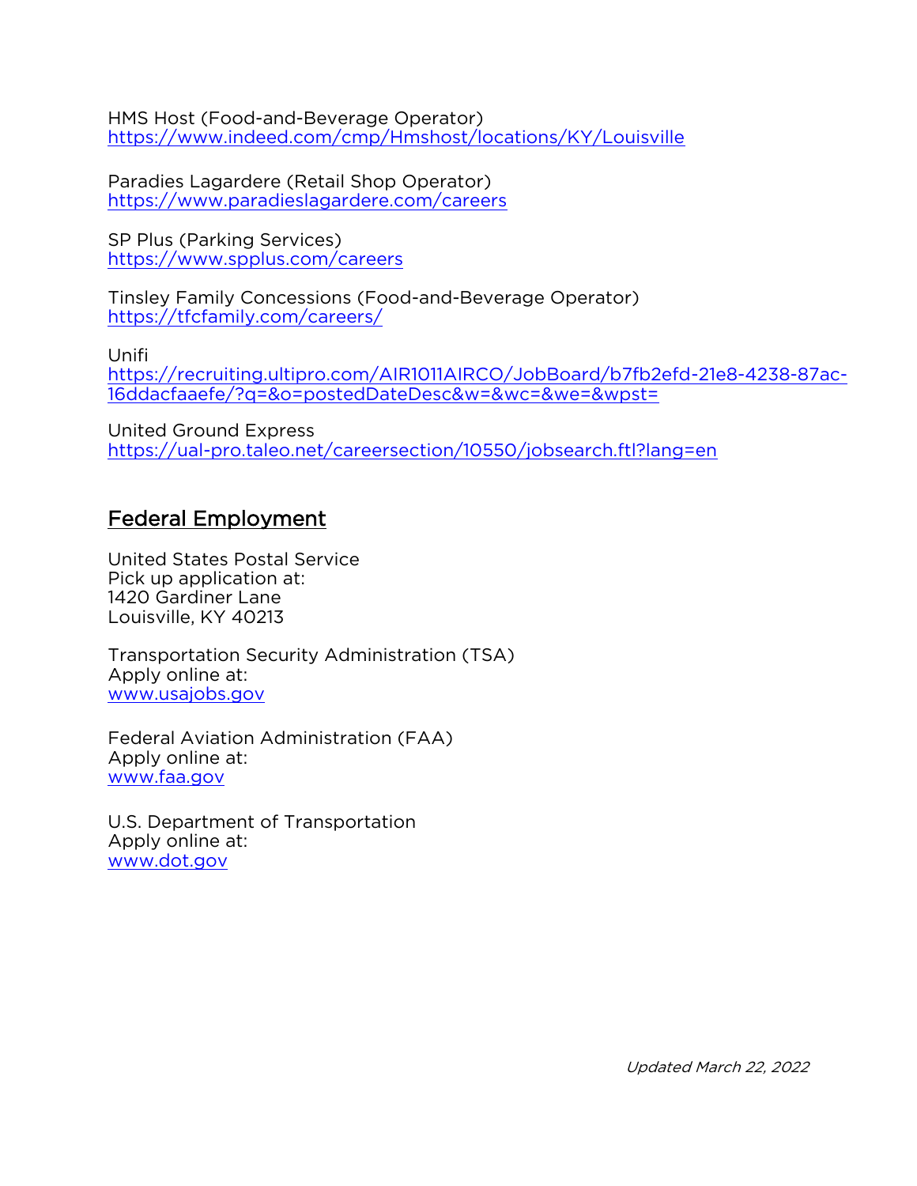HMS Host (Food-and-Beverage Operator)
https://www.indeed.com/cmp/Hmshost/locations/KY/Louisville

Paradies Lagardere (Retail Shop Operator)
https://www.paradieslagardere.com/careers

SP Plus (Parking Services)
https://www.spplus.com/careers

Tinsley Family Concessions (Food-and-Beverage Operator)
https://tfcfamily.com/careers/

Unifi
https://recruiting.ultipro.com/AIR1011AIRCO/JobBoard/b7fb2efd-21e8-4238-87ac-16ddacfaaefe/?q=&o=postedDateDesc&w=&wc=&we=&wpst=

United Ground Express
https://ual-pro.taleo.net/careersection/10550/jobsearch.ftl?lang=en

## Federal Employment

United States Postal Service
Pick up application at:
1420 Gardiner Lane
Louisville, KY 40213

Transportation Security Administration (TSA)
Apply online at:
www.usajobs.gov

Federal Aviation Administration (FAA)
Apply online at:
www.faa.gov

U.S. Department of Transportation
Apply online at:
www.dot.gov

*Updated March 22, 2022*